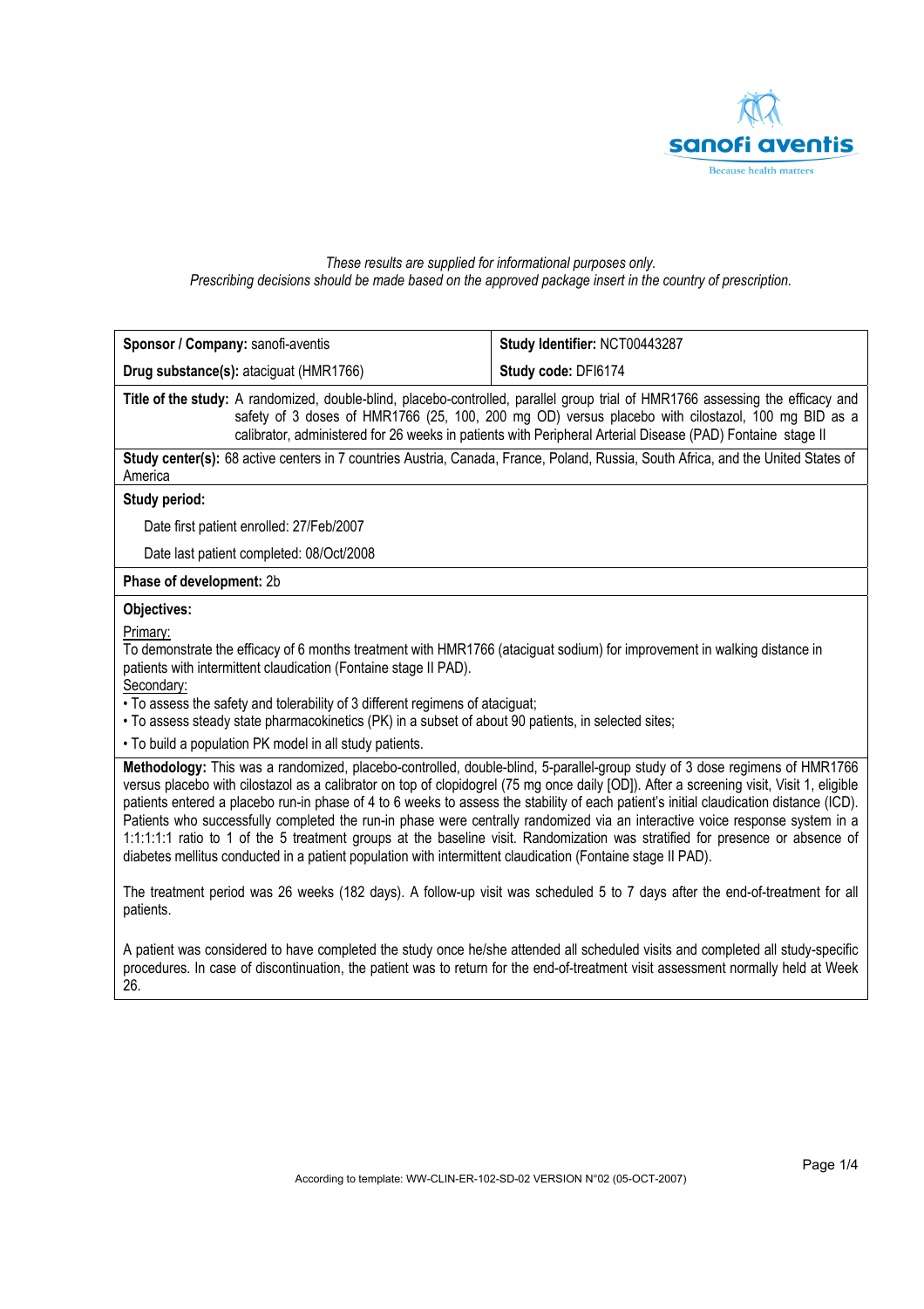*These results are supplied for informational purposes only.*
*Prescribing decisions should be made based on the approved package insert in the country of prescription.*

| **Sponsor / Company:** sanofi-aventis | **Study Identifier:** NCT00443287 |
|---|---|
| **Drug substance(s):** ataciguat (HMR1766) | **Study code:** DFI6174 |

**Title of the study:** A randomized, double-blind, placebo-controlled, parallel group trial of HMR1766 assessing the efficacy and safety of 3 doses of HMR1766 (25, 100, 200 mg OD) versus placebo with cilostazol, 100 mg BID as a calibrator, administered for 26 weeks in patients with Peripheral Arterial Disease (PAD) Fontaine stage II

**Study center(s):** 68 active centers in 7 countries Austria, Canada, France, Poland, Russia, South Africa, and the United States of America

**Study period:**

Date first patient enrolled: 27/Feb/2007

Date last patient completed: 08/Oct/2008

**Phase of development:** 2b

**Objectives:**

Primary:
To demonstrate the efficacy of 6 months treatment with HMR1766 (ataciguat sodium) for improvement in walking distance in patients with intermittent claudication (Fontaine stage II PAD).

Secondary:

- To assess the safety and tolerability of 3 different regimens of ataciguat;
- To assess steady state pharmacokinetics (PK) in a subset of about 90 patients, in selected sites;
- To build a population PK model in all study patients.

**Methodology:** This was a randomized, placebo-controlled, double-blind, 5-parallel-group study of 3 dose regimens of HMR1766 versus placebo with cilostazol as a calibrator on top of clopidogrel (75 mg once daily [OD]). After a screening visit, Visit 1, eligible patients entered a placebo run-in phase of 4 to 6 weeks to assess the stability of each patient's initial claudication distance (ICD). Patients who successfully completed the run-in phase were centrally randomized via an interactive voice response system in a 1:1:1:1:1 ratio to 1 of the 5 treatment groups at the baseline visit. Randomization was stratified for presence or absence of diabetes mellitus conducted in a patient population with intermittent claudication (Fontaine stage II PAD).

The treatment period was 26 weeks (182 days). A follow-up visit was scheduled 5 to 7 days after the end-of-treatment for all patients.

A patient was considered to have completed the study once he/she attended all scheduled visits and completed all study-specific procedures. In case of discontinuation, the patient was to return for the end-of-treatment visit assessment normally held at Week 26.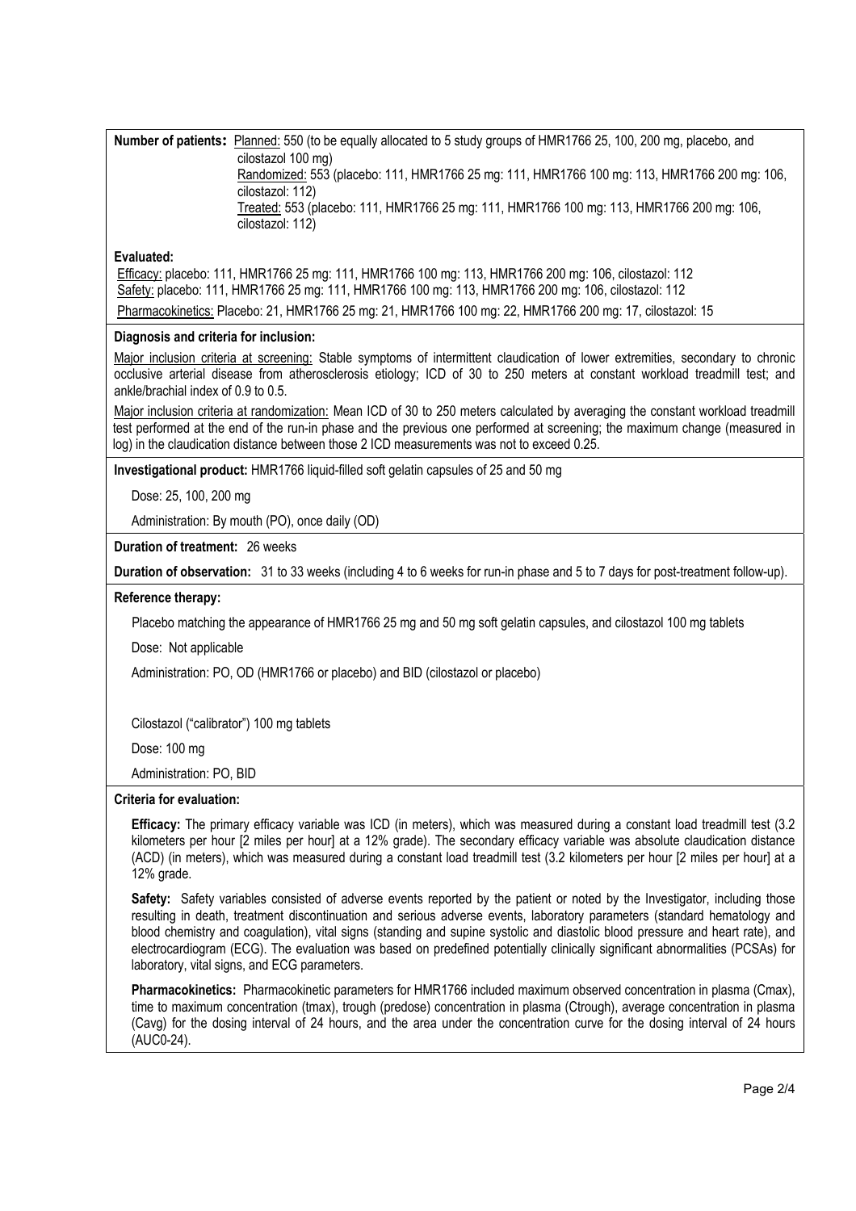**Number of patients:** Planned: 550 (to be equally allocated to 5 study groups of HMR1766 25, 100, 200 mg, placebo, and cilostazol 100 mg)
Randomized: 553 (placebo: 111, HMR1766 25 mg: 111, HMR1766 100 mg: 113, HMR1766 200 mg: 106, cilostazol: 112)
Treated: 553 (placebo: 111, HMR1766 25 mg: 111, HMR1766 100 mg: 113, HMR1766 200 mg: 106, cilostazol: 112)

**Evaluated:**

Efficacy: placebo: 111, HMR1766 25 mg: 111, HMR1766 100 mg: 113, HMR1766 200 mg: 106, cilostazol: 112
Safety: placebo: 111, HMR1766 25 mg: 111, HMR1766 100 mg: 113, HMR1766 200 mg: 106, cilostazol: 112
Pharmacokinetics: Placebo: 21, HMR1766 25 mg: 21, HMR1766 100 mg: 22, HMR1766 200 mg: 17, cilostazol: 15

**Diagnosis and criteria for inclusion:**

Major inclusion criteria at screening: Stable symptoms of intermittent claudication of lower extremities, secondary to chronic occlusive arterial disease from atherosclerosis etiology; ICD of 30 to 250 meters at constant workload treadmill test; and ankle/brachial index of 0.9 to 0.5.

Major inclusion criteria at randomization: Mean ICD of 30 to 250 meters calculated by averaging the constant workload treadmill test performed at the end of the run-in phase and the previous one performed at screening; the maximum change (measured in log) in the claudication distance between those 2 ICD measurements was not to exceed 0.25.

**Investigational product:** HMR1766 liquid-filled soft gelatin capsules of 25 and 50 mg

Dose: 25, 100, 200 mg

Administration: By mouth (PO), once daily (OD)

**Duration of treatment:** 26 weeks

**Duration of observation:** 31 to 33 weeks (including 4 to 6 weeks for run-in phase and 5 to 7 days for post-treatment follow-up).

**Reference therapy:**

Placebo matching the appearance of HMR1766 25 mg and 50 mg soft gelatin capsules, and cilostazol 100 mg tablets

Dose: Not applicable

Administration: PO, OD (HMR1766 or placebo) and BID (cilostazol or placebo)

Cilostazol ("calibrator") 100 mg tablets

Dose: 100 mg

Administration: PO, BID

**Criteria for evaluation:**

**Efficacy:** The primary efficacy variable was ICD (in meters), which was measured during a constant load treadmill test (3.2 kilometers per hour [2 miles per hour] at a 12% grade). The secondary efficacy variable was absolute claudication distance (ACD) (in meters), which was measured during a constant load treadmill test (3.2 kilometers per hour [2 miles per hour] at a 12% grade.

**Safety:** Safety variables consisted of adverse events reported by the patient or noted by the Investigator, including those resulting in death, treatment discontinuation and serious adverse events, laboratory parameters (standard hematology and blood chemistry and coagulation), vital signs (standing and supine systolic and diastolic blood pressure and heart rate), and electrocardiogram (ECG). The evaluation was based on predefined potentially clinically significant abnormalities (PCSAs) for laboratory, vital signs, and ECG parameters.

**Pharmacokinetics:** Pharmacokinetic parameters for HMR1766 included maximum observed concentration in plasma (Cmax), time to maximum concentration (tmax), trough (predose) concentration in plasma (Ctrough), average concentration in plasma (Cavg) for the dosing interval of 24 hours, and the area under the concentration curve for the dosing interval of 24 hours (AUC0-24).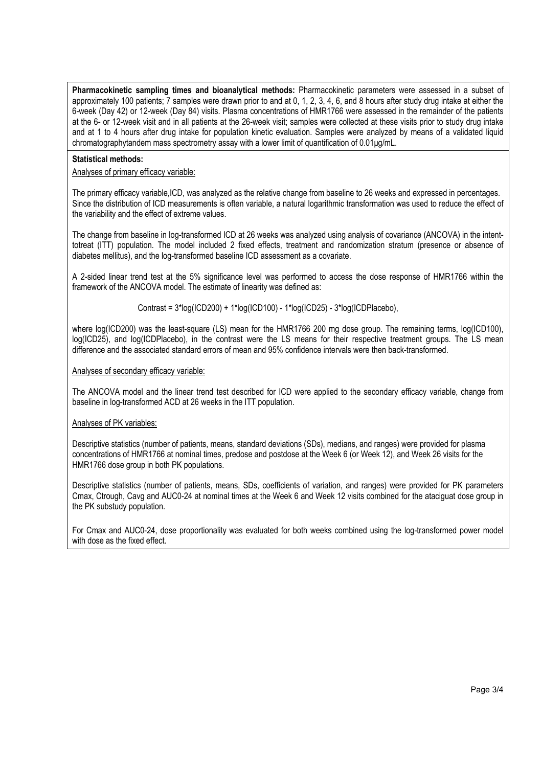**Pharmacokinetic sampling times and bioanalytical methods:** Pharmacokinetic parameters were assessed in a subset of approximately 100 patients; 7 samples were drawn prior to and at 0, 1, 2, 3, 4, 6, and 8 hours after study drug intake at either the 6-week (Day 42) or 12-week (Day 84) visits. Plasma concentrations of HMR1766 were assessed in the remainder of the patients at the 6- or 12-week visit and in all patients at the 26-week visit; samples were collected at these visits prior to study drug intake and at 1 to 4 hours after drug intake for population kinetic evaluation. Samples were analyzed by means of a validated liquid chromatographytandem mass spectrometry assay with a lower limit of quantification of 0.01µg/mL.

**Statistical methods:**

Analyses of primary efficacy variable:

The primary efficacy variable,ICD, was analyzed as the relative change from baseline to 26 weeks and expressed in percentages. Since the distribution of ICD measurements is often variable, a natural logarithmic transformation was used to reduce the effect of the variability and the effect of extreme values.

The change from baseline in log-transformed ICD at 26 weeks was analyzed using analysis of covariance (ANCOVA) in the intent-totreat (ITT) population. The model included 2 fixed effects, treatment and randomization stratum (presence or absence of diabetes mellitus), and the log-transformed baseline ICD assessment as a covariate.

A 2-sided linear trend test at the 5% significance level was performed to access the dose response of HMR1766 within the framework of the ANCOVA model. The estimate of linearity was defined as:

$$\text{Contrast} = 3^*\log(\text{ICD200}) + 1^*\log(\text{ICD100}) - 1^*\log(\text{ICD25}) - 3^*\log(\text{ICDPlacebo}),$$

where log(ICD200) was the least-square (LS) mean for the HMR1766 200 mg dose group. The remaining terms, log(ICD100), log(ICD25), and log(ICDPlacebo), in the contrast were the LS means for their respective treatment groups. The LS mean difference and the associated standard errors of mean and 95% confidence intervals were then back-transformed.

Analyses of secondary efficacy variable:

The ANCOVA model and the linear trend test described for ICD were applied to the secondary efficacy variable, change from baseline in log-transformed ACD at 26 weeks in the ITT population.

Analyses of PK variables:

Descriptive statistics (number of patients, means, standard deviations (SDs), medians, and ranges) were provided for plasma concentrations of HMR1766 at nominal times, predose and postdose at the Week 6 (or Week 12), and Week 26 visits for the HMR1766 dose group in both PK populations.

Descriptive statistics (number of patients, means, SDs, coefficients of variation, and ranges) were provided for PK parameters Cmax, Ctrough, Cavg and AUC0-24 at nominal times at the Week 6 and Week 12 visits combined for the ataciguat dose group in the PK substudy population.

For Cmax and AUC0-24, dose proportionality was evaluated for both weeks combined using the log-transformed power model with dose as the fixed effect.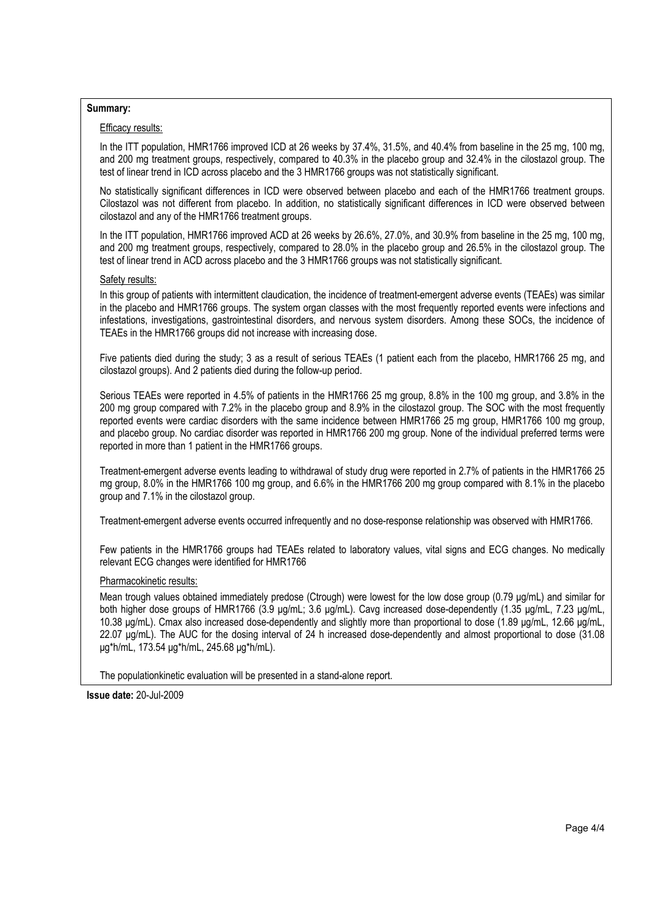**Summary:**

Efficacy results:

In the ITT population, HMR1766 improved ICD at 26 weeks by 37.4%, 31.5%, and 40.4% from baseline in the 25 mg, 100 mg, and 200 mg treatment groups, respectively, compared to 40.3% in the placebo group and 32.4% in the cilostazol group. The test of linear trend in ICD across placebo and the 3 HMR1766 groups was not statistically significant.

No statistically significant differences in ICD were observed between placebo and each of the HMR1766 treatment groups. Cilostazol was not different from placebo. In addition, no statistically significant differences in ICD were observed between cilostazol and any of the HMR1766 treatment groups.

In the ITT population, HMR1766 improved ACD at 26 weeks by 26.6%, 27.0%, and 30.9% from baseline in the 25 mg, 100 mg, and 200 mg treatment groups, respectively, compared to 28.0% in the placebo group and 26.5% in the cilostazol group. The test of linear trend in ACD across placebo and the 3 HMR1766 groups was not statistically significant.

Safety results:

In this group of patients with intermittent claudication, the incidence of treatment-emergent adverse events (TEAEs) was similar in the placebo and HMR1766 groups. The system organ classes with the most frequently reported events were infections and infestations, investigations, gastrointestinal disorders, and nervous system disorders. Among these SOCs, the incidence of TEAEs in the HMR1766 groups did not increase with increasing dose.

Five patients died during the study; 3 as a result of serious TEAEs (1 patient each from the placebo, HMR1766 25 mg, and cilostazol groups). And 2 patients died during the follow-up period.

Serious TEAEs were reported in 4.5% of patients in the HMR1766 25 mg group, 8.8% in the 100 mg group, and 3.8% in the 200 mg group compared with 7.2% in the placebo group and 8.9% in the cilostazol group. The SOC with the most frequently reported events were cardiac disorders with the same incidence between HMR1766 25 mg group, HMR1766 100 mg group, and placebo group. No cardiac disorder was reported in HMR1766 200 mg group. None of the individual preferred terms were reported in more than 1 patient in the HMR1766 groups.

Treatment-emergent adverse events leading to withdrawal of study drug were reported in 2.7% of patients in the HMR1766 25 mg group, 8.0% in the HMR1766 100 mg group, and 6.6% in the HMR1766 200 mg group compared with 8.1% in the placebo group and 7.1% in the cilostazol group.

Treatment-emergent adverse events occurred infrequently and no dose-response relationship was observed with HMR1766.

Few patients in the HMR1766 groups had TEAEs related to laboratory values, vital signs and ECG changes. No medically relevant ECG changes were identified for HMR1766

Pharmacokinetic results:

Mean trough values obtained immediately predose (Ctrough) were lowest for the low dose group (0.79 µg/mL) and similar for both higher dose groups of HMR1766 (3.9 µg/mL; 3.6 µg/mL). Cavg increased dose-dependently (1.35 µg/mL, 7.23 µg/mL, 10.38 µg/mL). Cmax also increased dose-dependently and slightly more than proportional to dose (1.89 µg/mL, 12.66 µg/mL, 22.07 µg/mL). The AUC for the dosing interval of 24 h increased dose-dependently and almost proportional to dose (31.08 µg*h/mL, 173.54 µg*h/mL, 245.68 µg*h/mL).

The populationkinetic evaluation will be presented in a stand-alone report.

**Issue date:** 20-Jul-2009